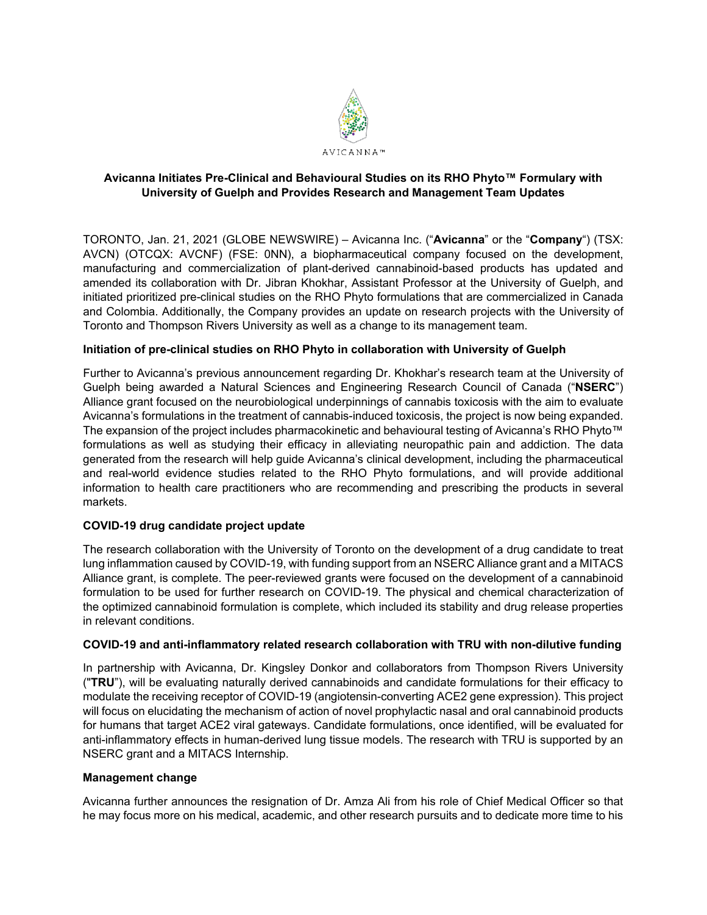AVICANNA™

**Avicanna Initiates Pre-Clinical and Behavioural Studies on its RHO Phyto™ Formulary with University of Guelph and Provides Research and Management Team Updates**

TORONTO, Jan. 21, 2021 (GLOBE NEWSWIRE) – Avicanna Inc. ("**Avicanna**" or the "**Company**") (TSX: AVCN) (OTCQX: AVCNF) (FSE: 0NN), a biopharmaceutical company focused on the development, manufacturing and commercialization of plant-derived cannabinoid-based products has updated and amended its collaboration with Dr. Jibran Khokhar, Assistant Professor at the University of Guelph, and initiated prioritized pre-clinical studies on the RHO Phyto formulations that are commercialized in Canada and Colombia. Additionally, the Company provides an update on research projects with the University of Toronto and Thompson Rivers University as well as a change to its management team.

**Initiation of pre-clinical studies on RHO Phyto in collaboration with University of Guelph**

Further to Avicanna's previous announcement regarding Dr. Khokhar's research team at the University of Guelph being awarded a Natural Sciences and Engineering Research Council of Canada ("**NSERC**") Alliance grant focused on the neurobiological underpinnings of cannabis toxicosis with the aim to evaluate Avicanna's formulations in the treatment of cannabis-induced toxicosis, the project is now being expanded. The expansion of the project includes pharmacokinetic and behavioural testing of Avicanna's RHO Phyto™ formulations as well as studying their efficacy in alleviating neuropathic pain and addiction. The data generated from the research will help guide Avicanna's clinical development, including the pharmaceutical and real-world evidence studies related to the RHO Phyto formulations, and will provide additional information to health care practitioners who are recommending and prescribing the products in several markets.

**COVID-19 drug candidate project update**

The research collaboration with the University of Toronto on the development of a drug candidate to treat lung inflammation caused by COVID-19, with funding support from an NSERC Alliance grant and a MITACS Alliance grant, is complete. The peer-reviewed grants were focused on the development of a cannabinoid formulation to be used for further research on COVID-19. The physical and chemical characterization of the optimized cannabinoid formulation is complete, which included its stability and drug release properties in relevant conditions.

**COVID-19 and anti-inflammatory related research collaboration with TRU with non-dilutive funding**

In partnership with Avicanna, Dr. Kingsley Donkor and collaborators from Thompson Rivers University ("**TRU**"), will be evaluating naturally derived cannabinoids and candidate formulations for their efficacy to modulate the receiving receptor of COVID-19 (angiotensin-converting ACE2 gene expression). This project will focus on elucidating the mechanism of action of novel prophylactic nasal and oral cannabinoid products for humans that target ACE2 viral gateways. Candidate formulations, once identified, will be evaluated for anti-inflammatory effects in human-derived lung tissue models. The research with TRU is supported by an NSERC grant and a MITACS Internship.

**Management change**

Avicanna further announces the resignation of Dr. Amza Ali from his role of Chief Medical Officer so that he may focus more on his medical, academic, and other research pursuits and to dedicate more time to his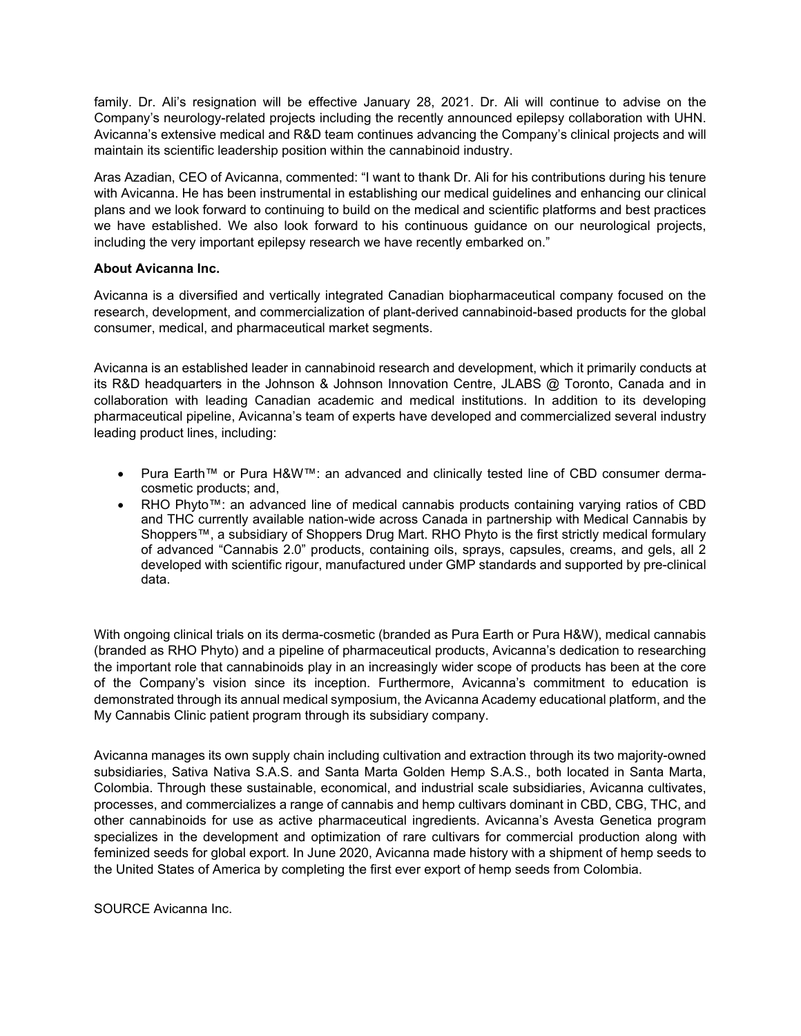family. Dr. Ali's resignation will be effective January 28, 2021. Dr. Ali will continue to advise on the Company's neurology-related projects including the recently announced epilepsy collaboration with UHN. Avicanna's extensive medical and R&D team continues advancing the Company's clinical projects and will maintain its scientific leadership position within the cannabinoid industry.

Aras Azadian, CEO of Avicanna, commented: "I want to thank Dr. Ali for his contributions during his tenure with Avicanna. He has been instrumental in establishing our medical guidelines and enhancing our clinical plans and we look forward to continuing to build on the medical and scientific platforms and best practices we have established. We also look forward to his continuous guidance on our neurological projects, including the very important epilepsy research we have recently embarked on."

**About Avicanna Inc.**

Avicanna is a diversified and vertically integrated Canadian biopharmaceutical company focused on the research, development, and commercialization of plant-derived cannabinoid-based products for the global consumer, medical, and pharmaceutical market segments.

Avicanna is an established leader in cannabinoid research and development, which it primarily conducts at its R&D headquarters in the Johnson & Johnson Innovation Centre, JLABS @ Toronto, Canada and in collaboration with leading Canadian academic and medical institutions. In addition to its developing pharmaceutical pipeline, Avicanna's team of experts have developed and commercialized several industry leading product lines, including:

- Pura Earth™ or Pura H&W™: an advanced and clinically tested line of CBD consumer derma-cosmetic products; and,
- RHO Phyto™: an advanced line of medical cannabis products containing varying ratios of CBD and THC currently available nation-wide across Canada in partnership with Medical Cannabis by Shoppers™, a subsidiary of Shoppers Drug Mart. RHO Phyto is the first strictly medical formulary of advanced "Cannabis 2.0" products, containing oils, sprays, capsules, creams, and gels, all 2 developed with scientific rigour, manufactured under GMP standards and supported by pre-clinical data.

With ongoing clinical trials on its derma-cosmetic (branded as Pura Earth or Pura H&W), medical cannabis (branded as RHO Phyto) and a pipeline of pharmaceutical products, Avicanna's dedication to researching the important role that cannabinoids play in an increasingly wider scope of products has been at the core of the Company's vision since its inception. Furthermore, Avicanna's commitment to education is demonstrated through its annual medical symposium, the Avicanna Academy educational platform, and the My Cannabis Clinic patient program through its subsidiary company.

Avicanna manages its own supply chain including cultivation and extraction through its two majority-owned subsidiaries, Sativa Nativa S.A.S. and Santa Marta Golden Hemp S.A.S., both located in Santa Marta, Colombia. Through these sustainable, economical, and industrial scale subsidiaries, Avicanna cultivates, processes, and commercializes a range of cannabis and hemp cultivars dominant in CBD, CBG, THC, and other cannabinoids for use as active pharmaceutical ingredients. Avicanna's Avesta Genetica program specializes in the development and optimization of rare cultivars for commercial production along with feminized seeds for global export. In June 2020, Avicanna made history with a shipment of hemp seeds to the United States of America by completing the first ever export of hemp seeds from Colombia.

SOURCE Avicanna Inc.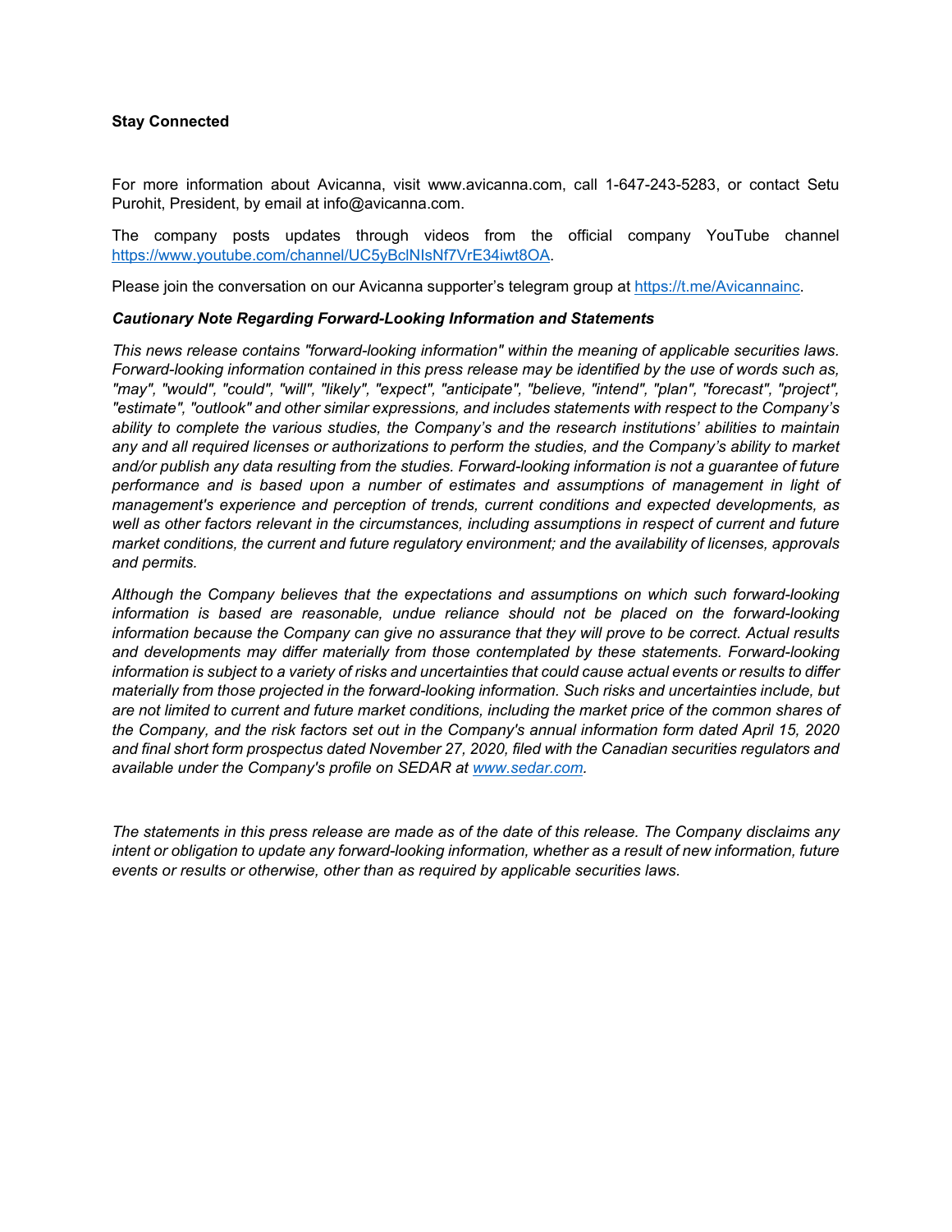**Stay Connected**

For more information about Avicanna, visit www.avicanna.com, call 1-647-243-5283, or contact Setu Purohit, President, by email at info@avicanna.com.

The company posts updates through videos from the official company YouTube channel [https://www.youtube.com/channel/UC5yBclNIsNf7VrE34iwt8OA](https://www.youtube.com/channel/UC5yBclNIsNf7VrE34iwt8OA).

Please join the conversation on our Avicanna supporter's telegram group at [https://t.me/Avicannainc](https://t.me/Avicannainc).

***Cautionary Note Regarding Forward-Looking Information and Statements***

*This news release contains "forward-looking information" within the meaning of applicable securities laws. Forward-looking information contained in this press release may be identified by the use of words such as, "may", "would", "could", "will", "likely", "expect", "anticipate", "believe, "intend", "plan", "forecast", "project", "estimate", "outlook" and other similar expressions, and includes statements with respect to the Company's ability to complete the various studies, the Company's and the research institutions' abilities to maintain any and all required licenses or authorizations to perform the studies, and the Company's ability to market and/or publish any data resulting from the studies. Forward-looking information is not a guarantee of future performance and is based upon a number of estimates and assumptions of management in light of management's experience and perception of trends, current conditions and expected developments, as well as other factors relevant in the circumstances, including assumptions in respect of current and future market conditions, the current and future regulatory environment; and the availability of licenses, approvals and permits.*

*Although the Company believes that the expectations and assumptions on which such forward-looking information is based are reasonable, undue reliance should not be placed on the forward-looking information because the Company can give no assurance that they will prove to be correct. Actual results and developments may differ materially from those contemplated by these statements. Forward-looking information is subject to a variety of risks and uncertainties that could cause actual events or results to differ materially from those projected in the forward-looking information. Such risks and uncertainties include, but are not limited to current and future market conditions, including the market price of the common shares of the Company, and the risk factors set out in the Company's annual information form dated April 15, 2020 and final short form prospectus dated November 27, 2020, filed with the Canadian securities regulators and available under the Company's profile on SEDAR at [www.sedar.com](http://www.sedar.com).*

*The statements in this press release are made as of the date of this release. The Company disclaims any intent or obligation to update any forward-looking information, whether as a result of new information, future events or results or otherwise, other than as required by applicable securities laws.*